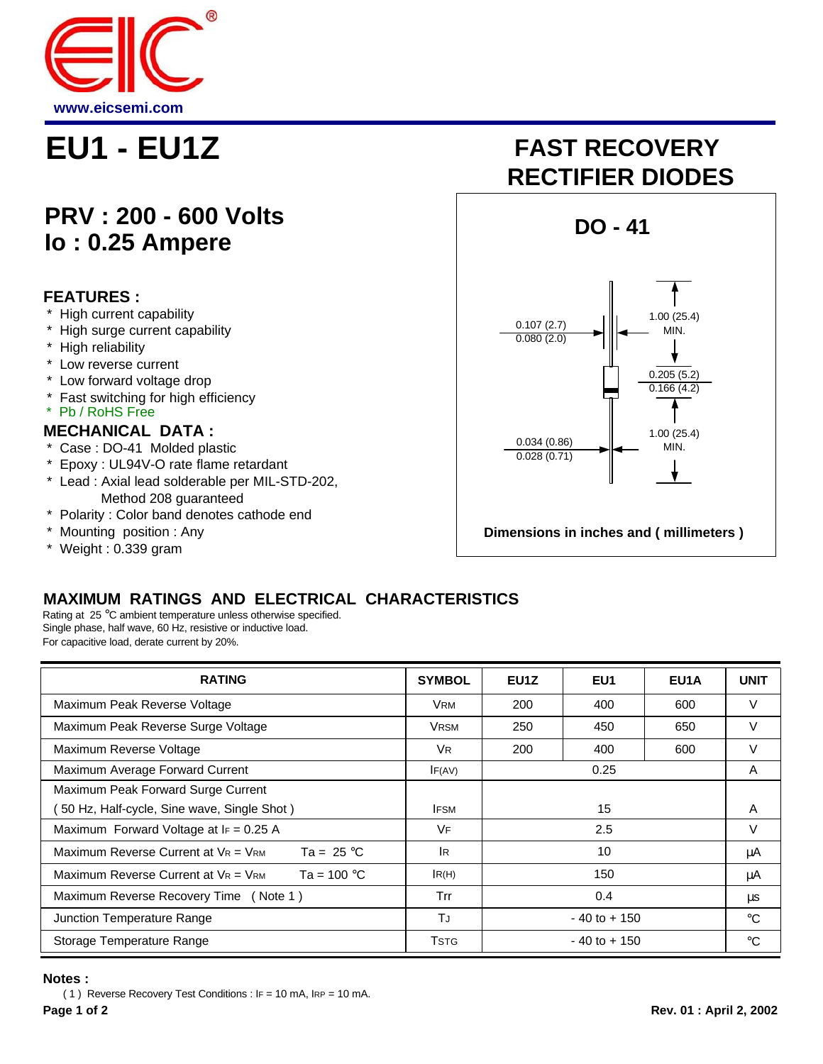www.eicsemi.com

# EU1 - EU1Z

## FAST RECOVERY RECTIFIER DIODES

## PRV : 200 - 600 Volts
## Io : 0.25 Ampere

DO - 41

0.107 (2.7)
0.080 (2.0)

1.00 (25.4) MIN.

0.205 (5.2)
0.166 (4.2)

0.034 (0.86)
0.028 (0.71)

1.00 (25.4) MIN.

Dimensions in inches and ( millimeters )

### FEATURES :

* High current capability
* High surge current capability
* High reliability
* Low reverse current
* Low forward voltage drop
* Fast switching for high efficiency
* Pb / RoHS Free

### MECHANICAL DATA :

* Case : DO-41 Molded plastic
* Epoxy : UL94V-O rate flame retardant
* Lead : Axial lead solderable per MIL-STD-202, Method 208 guaranteed
* Polarity : Color band denotes cathode end
* Mounting position : Any
* Weight : 0.339 gram

### MAXIMUM RATINGS AND ELECTRICAL CHARACTERISTICS

Rating at 25 °C ambient temperature unless otherwise specified.
Single phase, half wave, 60 Hz, resistive or inductive load.
For capacitive load, derate current by 20%.

| RATING | SYMBOL | EU1Z | EU1 | EU1A | UNIT |
|---|---|---|---|---|---|
| Maximum Peak Reverse Voltage | $V_{RM}$ | 200 | 400 | 600 | V |
| Maximum Peak Reverse Surge Voltage | $V_{RSM}$ | 250 | 450 | 650 | V |
| Maximum Reverse Voltage | $V_R$ | 200 | 400 | 600 | V |
| Maximum Average Forward Current | $I_{F(AV)}$ | | 0.25 | | A |
| Maximum Peak Forward Surge Current ( 50 Hz, Half-cycle, Sine wave, Single Shot ) | $I_{FSM}$ | | 15 | | A |
| Maximum Forward Voltage at $I_F$ = 0.25 A | $V_F$ | | 2.5 | | V |
| Maximum Reverse Current at $V_R = V_{RM}$ Ta = 25 °C | $I_R$ | | 10 | | μA |
| Maximum Reverse Current at $V_R = V_{RM}$ Ta = 100 °C | $I_{R(H)}$ | | 150 | | μA |
| Maximum Reverse Recovery Time ( Note 1 ) | Trr | | 0.4 | | μs |
| Junction Temperature Range | $T_J$ | | - 40 to + 150 | | °C |
| Storage Temperature Range | $T_{STG}$ | | - 40 to + 150 | | °C |

**Notes :**

( 1 ) Reverse Recovery Test Conditions : $I_F$ = 10 mA, $I_{RP}$ = 10 mA.

Rev. 01 : April 2, 2002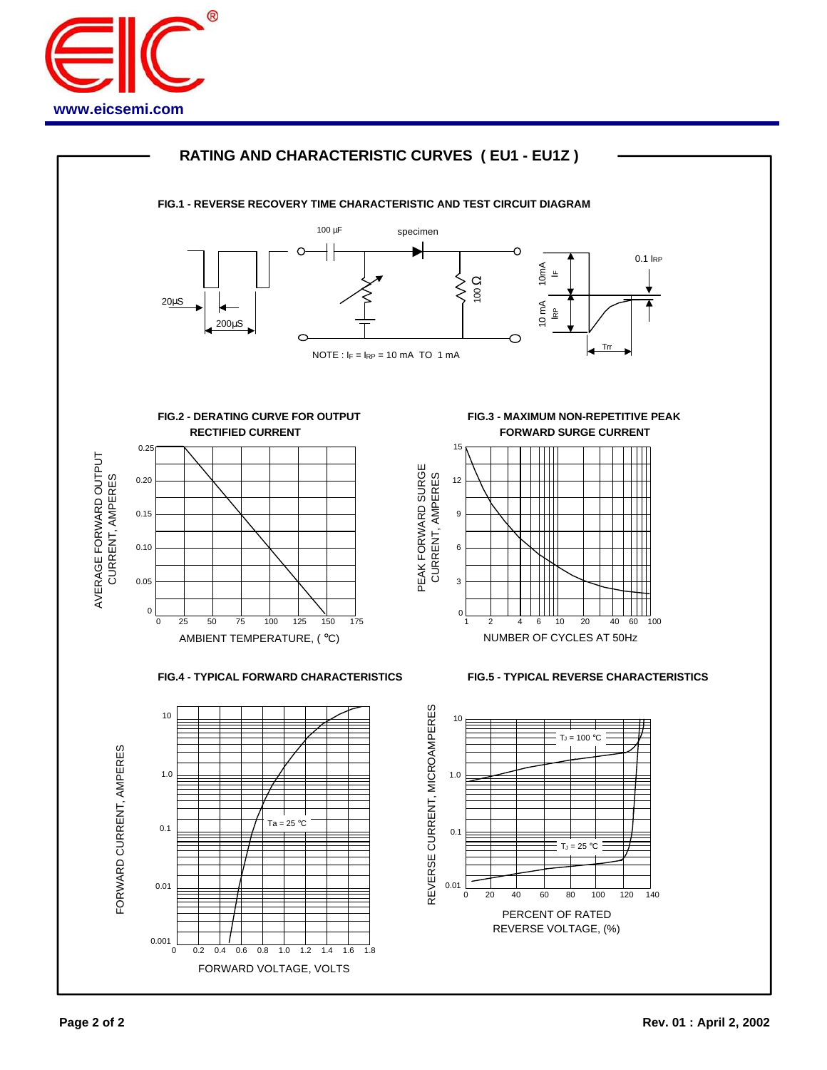## RATING AND CHARACTERISTIC CURVES ( EU1 - EU1Z )

### FIG.1 - REVERSE RECOVERY TIME CHARACTERISTIC AND TEST CIRCUIT DIAGRAM

100 μF

specimen

100 Ω

20μS

200μS

10mA

$I_F$

10 mA

$I_{RP}$

0.1 $I_{RP}$

Trr

NOTE : $I_F$ = $I_{RP}$ = 10 mA TO 1 mA

### FIG.2 - DERATING CURVE FOR OUTPUT RECTIFIED CURRENT

AVERAGE FORWARD OUTPUT CURRENT, AMPERES

0.25
0.20
0.15
0.10
0.05
0

0 25 50 75 100 125 150 175

AMBIENT TEMPERATURE, ( °C)

### FIG.3 - MAXIMUM NON-REPETITIVE PEAK FORWARD SURGE CURRENT

PEAK FORWARD SURGE CURRENT, AMPERES

15
12
9
6
3
0

1 2 4 6 10 20 40 60 100

NUMBER OF CYCLES AT 50Hz

### FIG.4 - TYPICAL FORWARD CHARACTERISTICS

FORWARD CURRENT, AMPERES

10
1.0
0.1
0.01
0.001

Ta = 25 °C

0 0.2 0.4 0.6 0.8 1.0 1.2 1.4 1.6 1.8

FORWARD VOLTAGE, VOLTS

### FIG.5 - TYPICAL REVERSE CHARACTERISTICS

REVERSE CURRENT, MICROAMPERES

10
1.0
0.1
0.01

$T_J$ = 100 °C

$T_J$ = 25 °C

0 20 40 60 80 100 120 140

PERCENT OF RATED REVERSE VOLTAGE, (%)